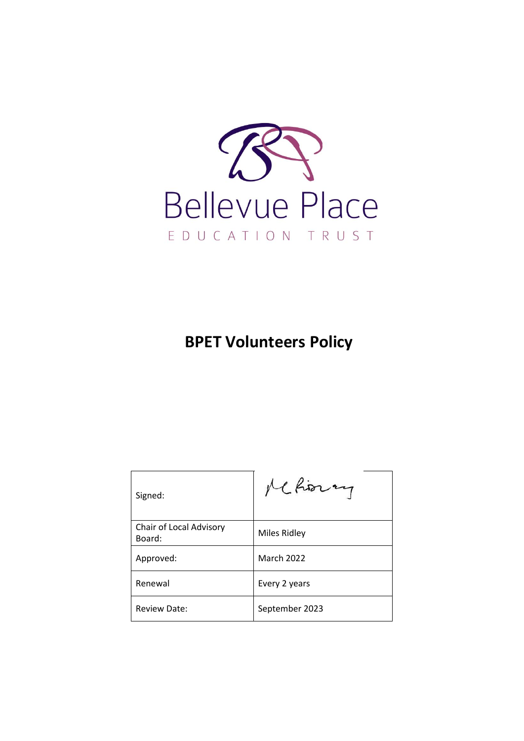Bellevue Place

EDUCATION TRUST

# BPET Volunteers Policy

| Signed: | |
|---|---|
| Chair of Local Advisory Board: | Miles Ridley |
| Approved: | March 2022 |
| Renewal | Every 2 years |
| Review Date: | September 2023 |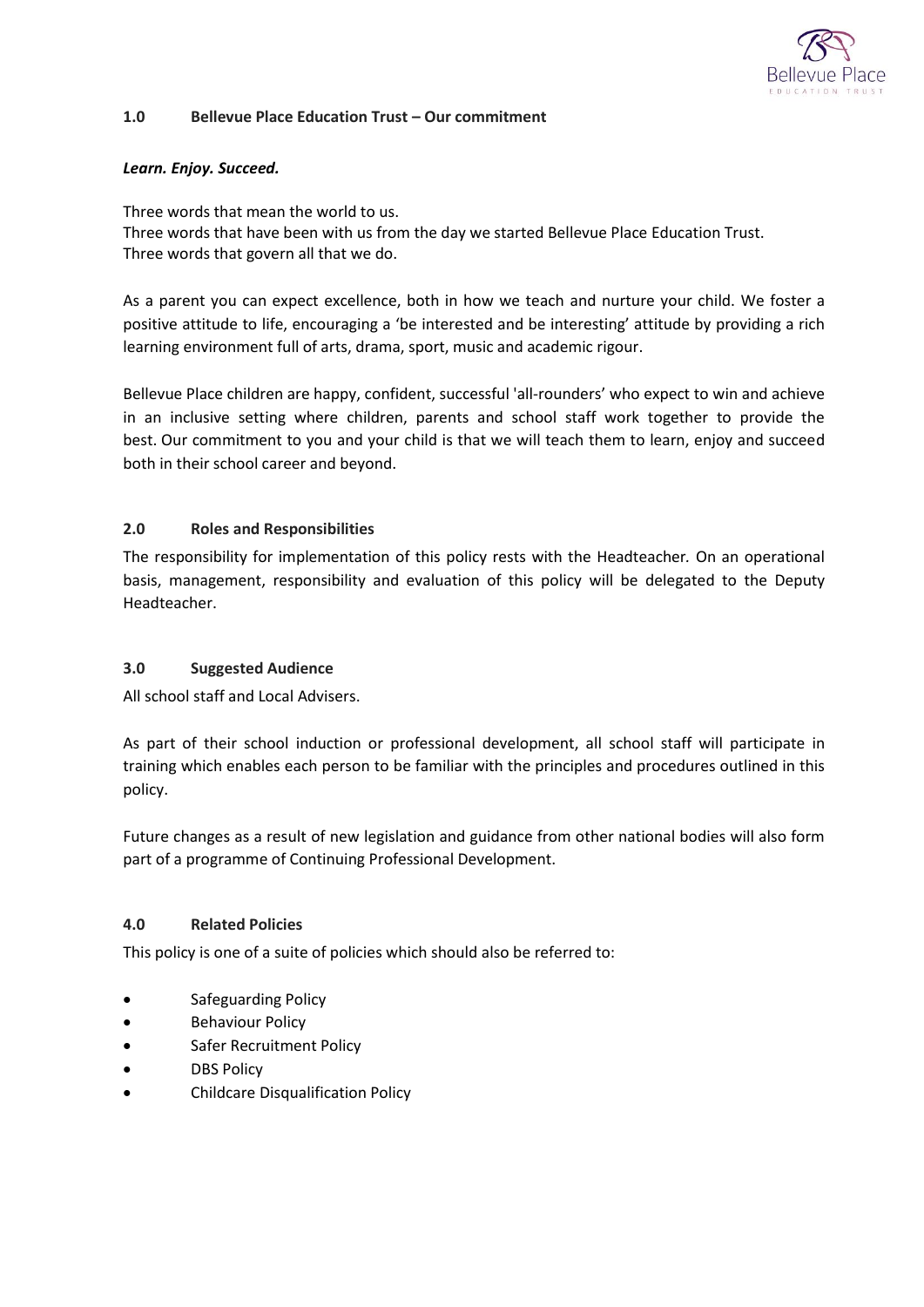## 1.0 Bellevue Place Education Trust – Our commitment

***Learn. Enjoy. Succeed.***

Three words that mean the world to us.
Three words that have been with us from the day we started Bellevue Place Education Trust.
Three words that govern all that we do.

As a parent you can expect excellence, both in how we teach and nurture your child. We foster a positive attitude to life, encouraging a 'be interested and be interesting' attitude by providing a rich learning environment full of arts, drama, sport, music and academic rigour.

Bellevue Place children are happy, confident, successful 'all-rounders' who expect to win and achieve in an inclusive setting where children, parents and school staff work together to provide the best. Our commitment to you and your child is that we will teach them to learn, enjoy and succeed both in their school career and beyond.

## 2.0 Roles and Responsibilities

The responsibility for implementation of this policy rests with the Headteacher. On an operational basis, management, responsibility and evaluation of this policy will be delegated to the Deputy Headteacher.

## 3.0 Suggested Audience

All school staff and Local Advisers.

As part of their school induction or professional development, all school staff will participate in training which enables each person to be familiar with the principles and procedures outlined in this policy.

Future changes as a result of new legislation and guidance from other national bodies will also form part of a programme of Continuing Professional Development.

## 4.0 Related Policies

This policy is one of a suite of policies which should also be referred to:

- Safeguarding Policy
- Behaviour Policy
- Safer Recruitment Policy
- DBS Policy
- Childcare Disqualification Policy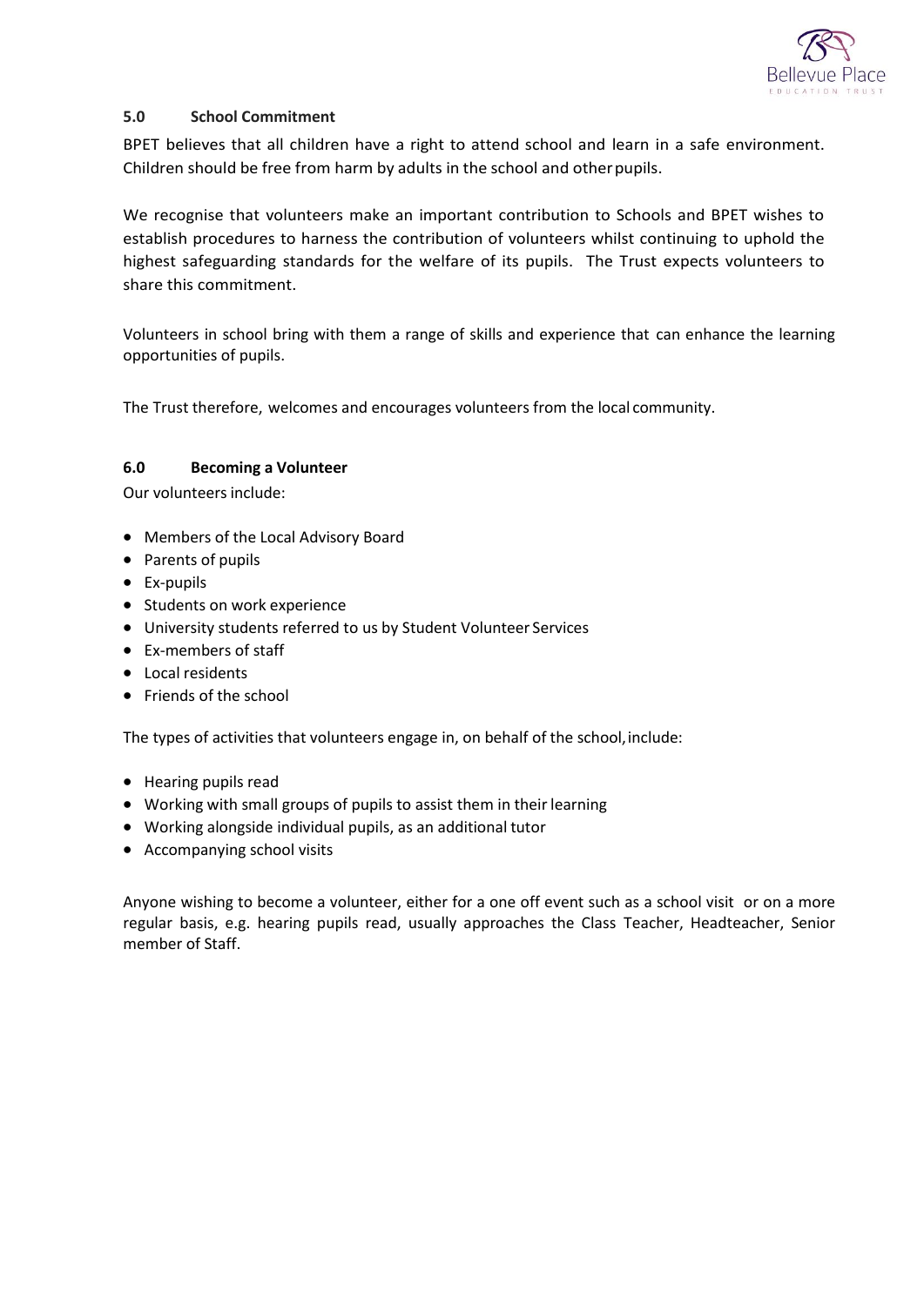## 5.0 School Commitment

BPET believes that all children have a right to attend school and learn in a safe environment. Children should be free from harm by adults in the school and other pupils.

We recognise that volunteers make an important contribution to Schools and BPET wishes to establish procedures to harness the contribution of volunteers whilst continuing to uphold the highest safeguarding standards for the welfare of its pupils. The Trust expects volunteers to share this commitment.

Volunteers in school bring with them a range of skills and experience that can enhance the learning opportunities of pupils.

The Trust therefore, welcomes and encourages volunteers from the local community.

## 6.0 Becoming a Volunteer

Our volunteers include:

- Members of the Local Advisory Board
- Parents of pupils
- Ex-pupils
- Students on work experience
- University students referred to us by Student Volunteer Services
- Ex-members of staff
- Local residents
- Friends of the school

The types of activities that volunteers engage in, on behalf of the school, include:

- Hearing pupils read
- Working with small groups of pupils to assist them in their learning
- Working alongside individual pupils, as an additional tutor
- Accompanying school visits

Anyone wishing to become a volunteer, either for a one off event such as a school visit or on a more regular basis, e.g. hearing pupils read, usually approaches the Class Teacher, Headteacher, Senior member of Staff.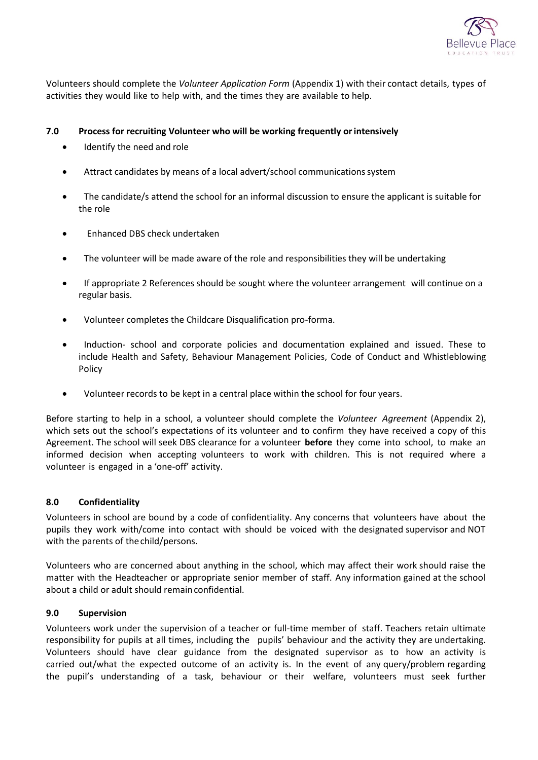Volunteers should complete the *Volunteer Application Form* (Appendix 1) with their contact details, types of activities they would like to help with, and the times they are available to help.

## 7.0 Process for recruiting Volunteer who will be working frequently or intensively

- Identify the need and role
- Attract candidates by means of a local advert/school communications system
- The candidate/s attend the school for an informal discussion to ensure the applicant is suitable for the role
- Enhanced DBS check undertaken
- The volunteer will be made aware of the role and responsibilities they will be undertaking
- If appropriate 2 References should be sought where the volunteer arrangement will continue on a regular basis.
- Volunteer completes the Childcare Disqualification pro-forma.
- Induction- school and corporate policies and documentation explained and issued. These to include Health and Safety, Behaviour Management Policies, Code of Conduct and Whistleblowing Policy
- Volunteer records to be kept in a central place within the school for four years.

Before starting to help in a school, a volunteer should complete the *Volunteer Agreement* (Appendix 2), which sets out the school's expectations of its volunteer and to confirm they have received a copy of this Agreement. The school will seek DBS clearance for a volunteer **before** they come into school, to make an informed decision when accepting volunteers to work with children. This is not required where a volunteer is engaged in a 'one-off' activity.

## 8.0 Confidentiality

Volunteers in school are bound by a code of confidentiality. Any concerns that volunteers have about the pupils they work with/come into contact with should be voiced with the designated supervisor and NOT with the parents of the child/persons.

Volunteers who are concerned about anything in the school, which may affect their work should raise the matter with the Headteacher or appropriate senior member of staff. Any information gained at the school about a child or adult should remain confidential.

## 9.0 Supervision

Volunteers work under the supervision of a teacher or full-time member of staff. Teachers retain ultimate responsibility for pupils at all times, including the pupils' behaviour and the activity they are undertaking. Volunteers should have clear guidance from the designated supervisor as to how an activity is carried out/what the expected outcome of an activity is. In the event of any query/problem regarding the pupil's understanding of a task, behaviour or their welfare, volunteers must seek further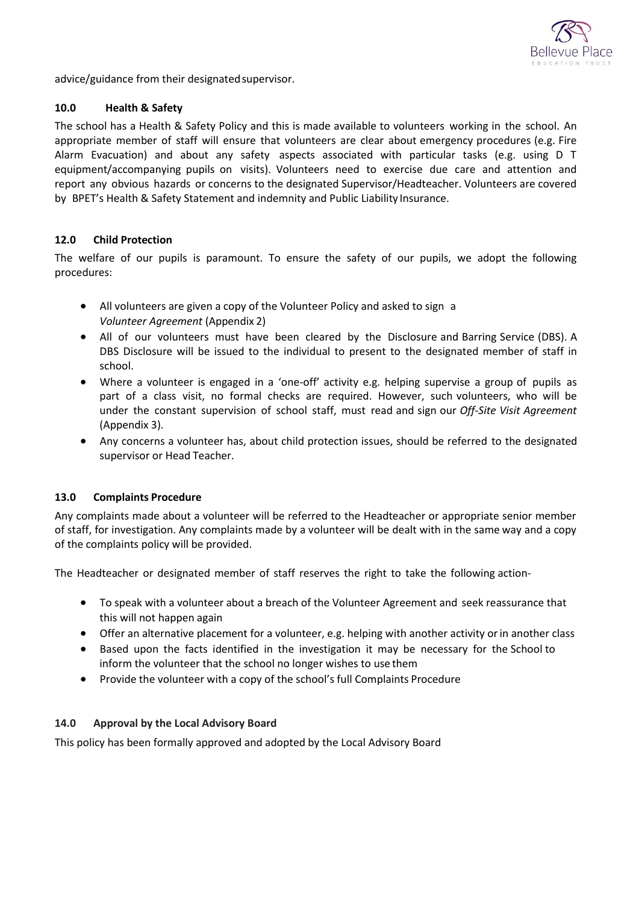advice/guidance from their designated supervisor.

### 10.0 Health & Safety

The school has a Health & Safety Policy and this is made available to volunteers working in the school. An appropriate member of staff will ensure that volunteers are clear about emergency procedures (e.g. Fire Alarm Evacuation) and about any safety aspects associated with particular tasks (e.g. using D T equipment/accompanying pupils on visits). Volunteers need to exercise due care and attention and report any obvious hazards or concerns to the designated Supervisor/Headteacher. Volunteers are covered by BPET's Health & Safety Statement and indemnity and Public Liability Insurance.

### 12.0 Child Protection

The welfare of our pupils is paramount. To ensure the safety of our pupils, we adopt the following procedures:

- All volunteers are given a copy of the Volunteer Policy and asked to sign a *Volunteer Agreement* (Appendix 2)
- All of our volunteers must have been cleared by the Disclosure and Barring Service (DBS). A DBS Disclosure will be issued to the individual to present to the designated member of staff in school.
- Where a volunteer is engaged in a 'one-off' activity e.g. helping supervise a group of pupils as part of a class visit, no formal checks are required. However, such volunteers, who will be under the constant supervision of school staff, must read and sign our *Off-Site Visit Agreement* (Appendix 3).
- Any concerns a volunteer has, about child protection issues, should be referred to the designated supervisor or Head Teacher.

### 13.0 Complaints Procedure

Any complaints made about a volunteer will be referred to the Headteacher or appropriate senior member of staff, for investigation. Any complaints made by a volunteer will be dealt with in the same way and a copy of the complaints policy will be provided.

The Headteacher or designated member of staff reserves the right to take the following action-

- To speak with a volunteer about a breach of the Volunteer Agreement and seek reassurance that this will not happen again
- Offer an alternative placement for a volunteer, e.g. helping with another activity or in another class
- Based upon the facts identified in the investigation it may be necessary for the School to inform the volunteer that the school no longer wishes to use them
- Provide the volunteer with a copy of the school's full Complaints Procedure

### 14.0 Approval by the Local Advisory Board

This policy has been formally approved and adopted by the Local Advisory Board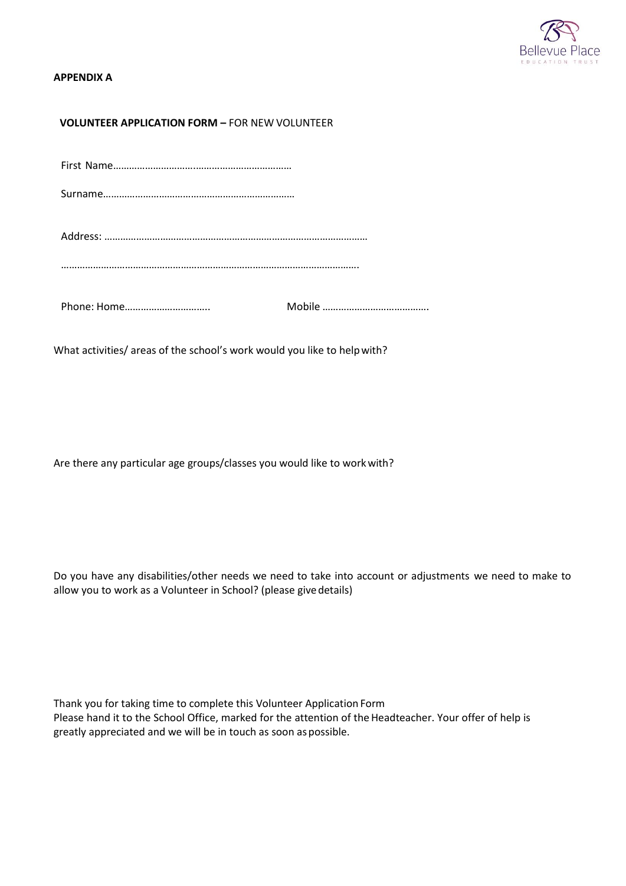**APPENDIX A**

**VOLUNTEER APPLICATION FORM –** FOR NEW VOLUNTEER

First Name…………………………..………………………………

Surname………………………………………………………………

Address: ………………………………………………………………………………………

…………………………………………………………………………………………………….

Phone: Home………………………….. Mobile …………………………………..

What activities/ areas of the school's work would you like to help with?

Are there any particular age groups/classes you would like to work with?

Do you have any disabilities/other needs we need to take into account or adjustments we need to make to allow you to work as a Volunteer in School? (please give details)

Thank you for taking time to complete this Volunteer Application Form
Please hand it to the School Office, marked for the attention of the Headteacher. Your offer of help is greatly appreciated and we will be in touch as soon as possible.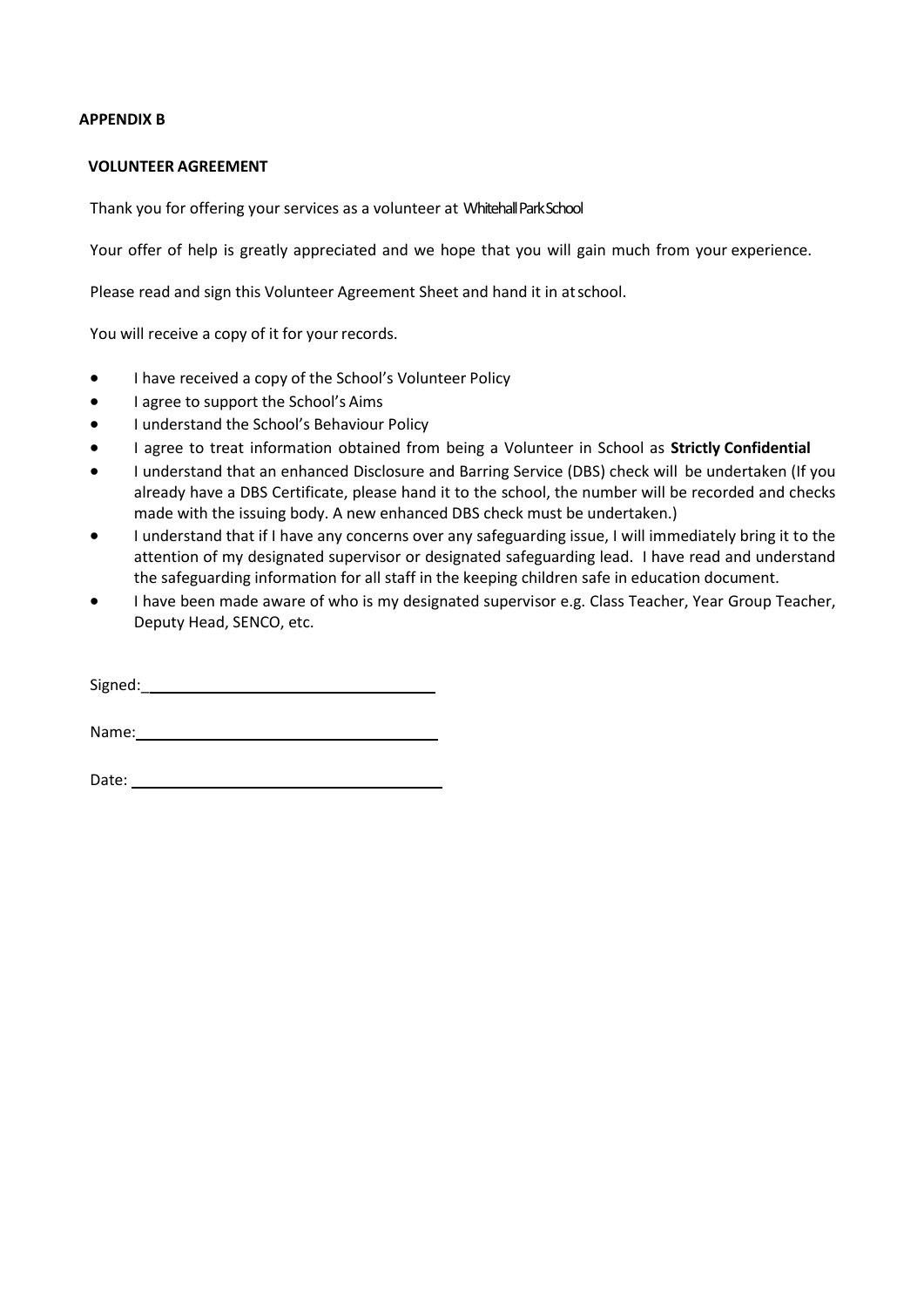**APPENDIX B**

**VOLUNTEER AGREEMENT**

Thank you for offering your services as a volunteer at Whitehall Park School

Your offer of help is greatly appreciated and we hope that you will gain much from your experience.

Please read and sign this Volunteer Agreement Sheet and hand it in at school.

You will receive a copy of it for your records.

- I have received a copy of the School's Volunteer Policy
- I agree to support the School's Aims
- I understand the School's Behaviour Policy
- I agree to treat information obtained from being a Volunteer in School as **Strictly Confidential**
- I understand that an enhanced Disclosure and Barring Service (DBS) check will be undertaken (If you already have a DBS Certificate, please hand it to the school, the number will be recorded and checks made with the issuing body. A new enhanced DBS check must be undertaken.)
- I understand that if I have any concerns over any safeguarding issue, I will immediately bring it to the attention of my designated supervisor or designated safeguarding lead. I have read and understand the safeguarding information for all staff in the keeping children safe in education document.
- I have been made aware of who is my designated supervisor e.g. Class Teacher, Year Group Teacher, Deputy Head, SENCO, etc.

Signed: ___________________________________

Name: ___________________________________

Date: ___________________________________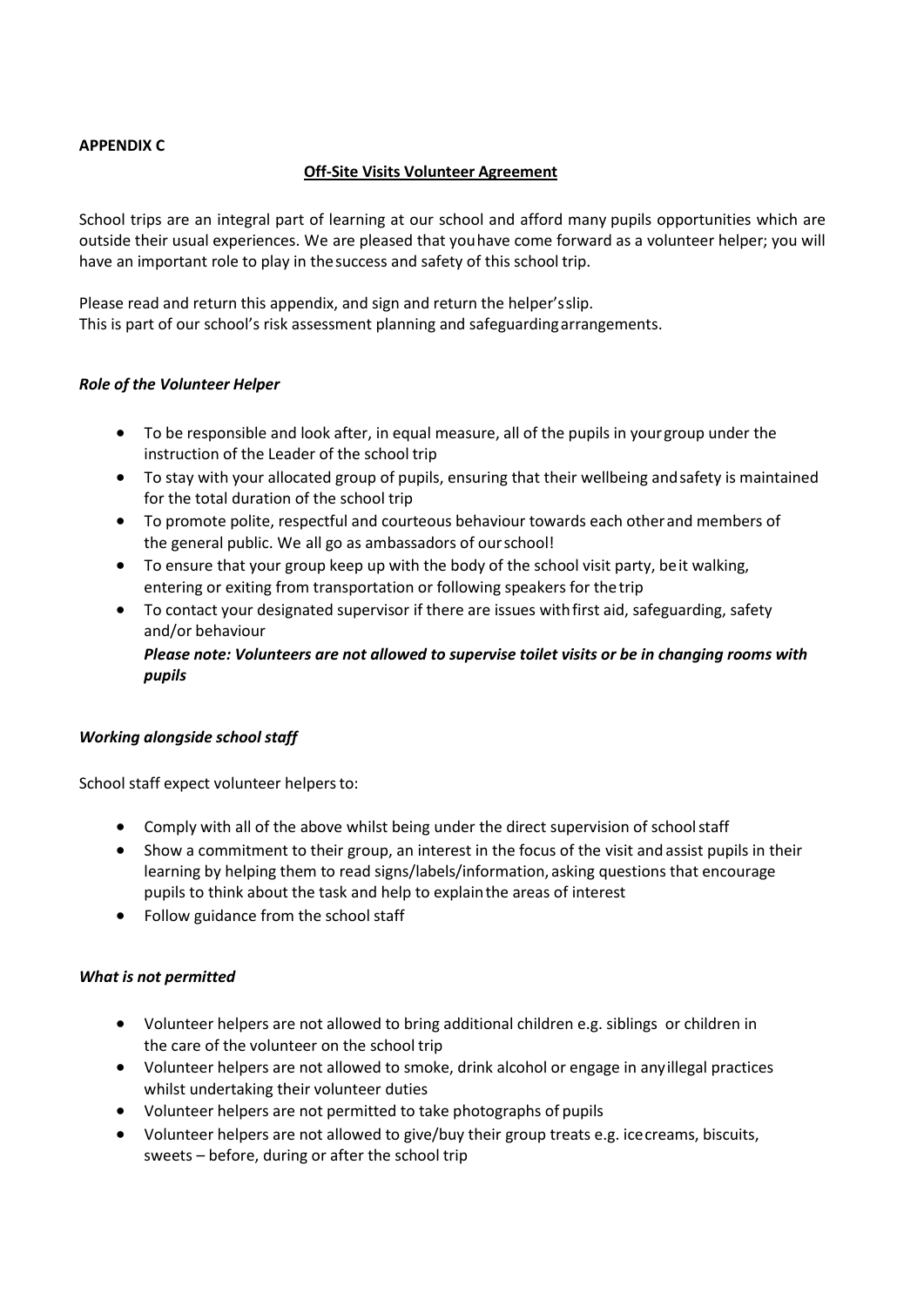**APPENDIX C**

**Off-Site Visits Volunteer Agreement**

School trips are an integral part of learning at our school and afford many pupils opportunities which are outside their usual experiences. We are pleased that you have come forward as a volunteer helper; you will have an important role to play in the success and safety of this school trip.

Please read and return this appendix, and sign and return the helper's slip.
This is part of our school's risk assessment planning and safeguarding arrangements.

***Role of the Volunteer Helper***

- To be responsible and look after, in equal measure, all of the pupils in your group under the instruction of the Leader of the school trip
- To stay with your allocated group of pupils, ensuring that their wellbeing and safety is maintained for the total duration of the school trip
- To promote polite, respectful and courteous behaviour towards each other and members of the general public. We all go as ambassadors of our school!
- To ensure that your group keep up with the body of the school visit party, be it walking, entering or exiting from transportation or following speakers for the trip
- To contact your designated supervisor if there are issues with first aid, safeguarding, safety and/or behaviour

  ***Please note: Volunteers are not allowed to supervise toilet visits or be in changing rooms with pupils***

***Working alongside school staff***

School staff expect volunteer helpers to:

- Comply with all of the above whilst being under the direct supervision of school staff
- Show a commitment to their group, an interest in the focus of the visit and assist pupils in their learning by helping them to read signs/labels/information, asking questions that encourage pupils to think about the task and help to explain the areas of interest
- Follow guidance from the school staff

***What is not permitted***

- Volunteer helpers are not allowed to bring additional children e.g. siblings or children in the care of the volunteer on the school trip
- Volunteer helpers are not allowed to smoke, drink alcohol or engage in any illegal practices whilst undertaking their volunteer duties
- Volunteer helpers are not permitted to take photographs of pupils
- Volunteer helpers are not allowed to give/buy their group treats e.g. ice creams, biscuits, sweets – before, during or after the school trip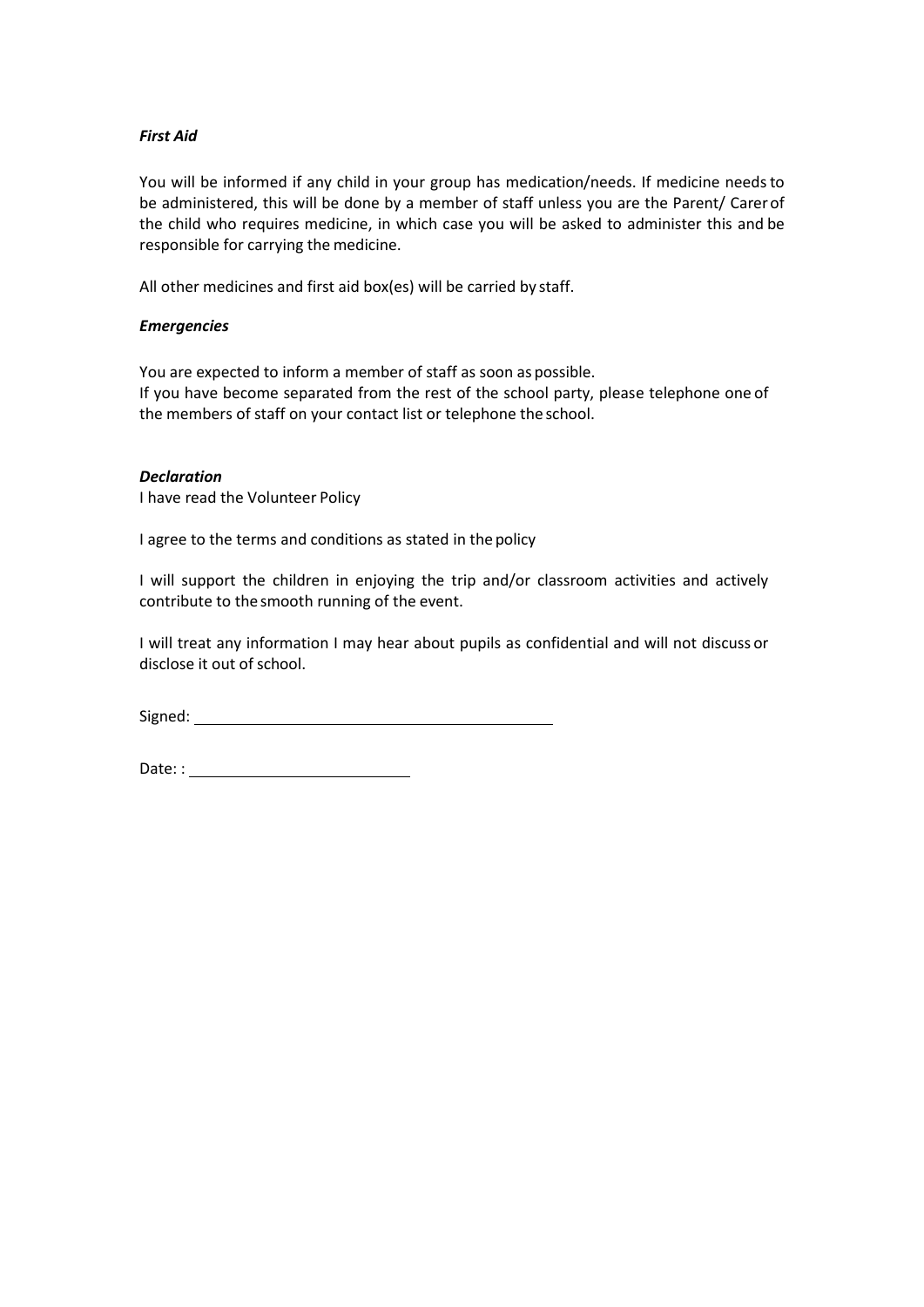***First Aid***

You will be informed if any child in your group has medication/needs. If medicine needs to be administered, this will be done by a member of staff unless you are the Parent/ Carer of the child who requires medicine, in which case you will be asked to administer this and be responsible for carrying the medicine.

All other medicines and first aid box(es) will be carried by staff.

***Emergencies***

You are expected to inform a member of staff as soon as possible.
If you have become separated from the rest of the school party, please telephone one of the members of staff on your contact list or telephone the school.

***Declaration***

I have read the Volunteer Policy

I agree to the terms and conditions as stated in the policy

I will support the children in enjoying the trip and/or classroom activities and actively contribute to the smooth running of the event.

I will treat any information I may hear about pupils as confidential and will not discuss or disclose it out of school.

Signed: ___________________________________________

Date: : ___________________________